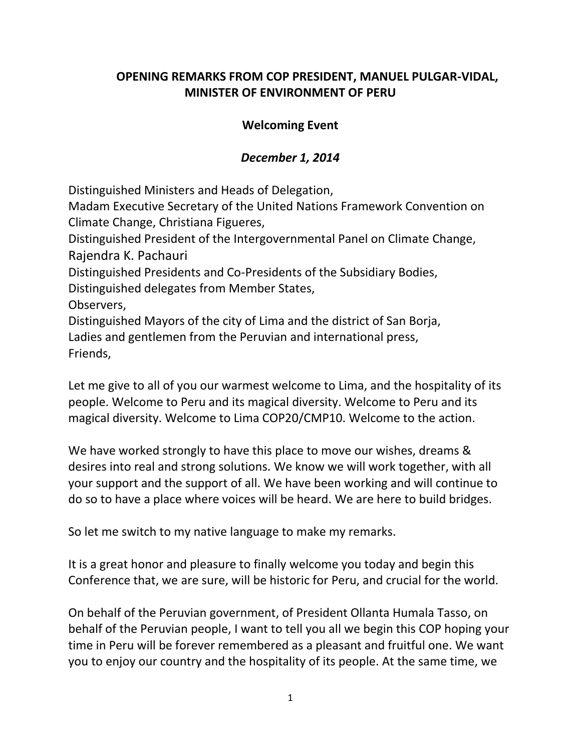**OPENING REMARKS FROM COP PRESIDENT, MANUEL PULGAR-VIDAL, MINISTER OF ENVIRONMENT OF PERU**

**Welcoming Event**

***December 1, 2014***

Distinguished Ministers and Heads of Delegation,
Madam Executive Secretary of the United Nations Framework Convention on Climate Change, Christiana Figueres,
Distinguished President of the Intergovernmental Panel on Climate Change, Rajendra K. Pachauri
Distinguished Presidents and Co-Presidents of the Subsidiary Bodies,
Distinguished delegates from Member States,
Observers,
Distinguished Mayors of the city of Lima and the district of San Borja,
Ladies and gentlemen from the Peruvian and international press,
Friends,

Let me give to all of you our warmest welcome to Lima, and the hospitality of its people. Welcome to Peru and its magical diversity. Welcome to Peru and its magical diversity. Welcome to Lima COP20/CMP10. Welcome to the action.

We have worked strongly to have this place to move our wishes, dreams & desires into real and strong solutions. We know we will work together, with all your support and the support of all. We have been working and will continue to do so to have a place where voices will be heard. We are here to build bridges.

So let me switch to my native language to make my remarks.

It is a great honor and pleasure to finally welcome you today and begin this Conference that, we are sure, will be historic for Peru, and crucial for the world.

On behalf of the Peruvian government, of President Ollanta Humala Tasso, on behalf of the Peruvian people, I want to tell you all we begin this COP hoping your time in Peru will be forever remembered as a pleasant and fruitful one. We want you to enjoy our country and the hospitality of its people. At the same time, we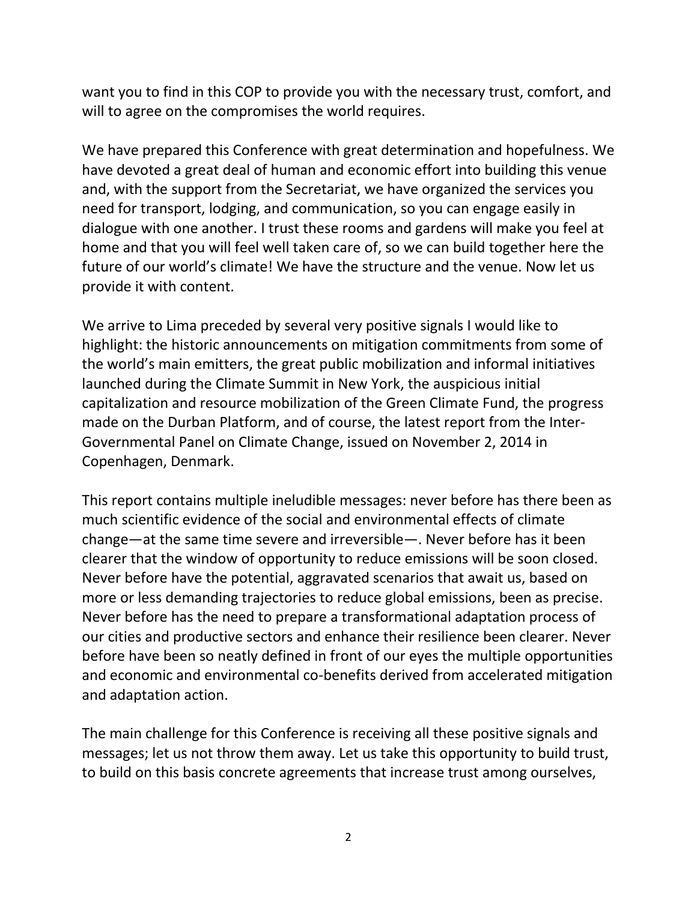want you to find in this COP to provide you with the necessary trust, comfort, and will to agree on the compromises the world requires.

We have prepared this Conference with great determination and hopefulness. We have devoted a great deal of human and economic effort into building this venue and, with the support from the Secretariat, we have organized the services you need for transport, lodging, and communication, so you can engage easily in dialogue with one another. I trust these rooms and gardens will make you feel at home and that you will feel well taken care of, so we can build together here the future of our world's climate! We have the structure and the venue. Now let us provide it with content.

We arrive to Lima preceded by several very positive signals I would like to highlight: the historic announcements on mitigation commitments from some of the world's main emitters, the great public mobilization and informal initiatives launched during the Climate Summit in New York, the auspicious initial capitalization and resource mobilization of the Green Climate Fund, the progress made on the Durban Platform, and of course, the latest report from the Inter-Governmental Panel on Climate Change, issued on November 2, 2014 in Copenhagen, Denmark.

This report contains multiple ineludible messages: never before has there been as much scientific evidence of the social and environmental effects of climate change—at the same time severe and irreversible—. Never before has it been clearer that the window of opportunity to reduce emissions will be soon closed. Never before have the potential, aggravated scenarios that await us, based on more or less demanding trajectories to reduce global emissions, been as precise. Never before has the need to prepare a transformational adaptation process of our cities and productive sectors and enhance their resilience been clearer. Never before have been so neatly defined in front of our eyes the multiple opportunities and economic and environmental co-benefits derived from accelerated mitigation and adaptation action.

The main challenge for this Conference is receiving all these positive signals and messages; let us not throw them away. Let us take this opportunity to build trust, to build on this basis concrete agreements that increase trust among ourselves,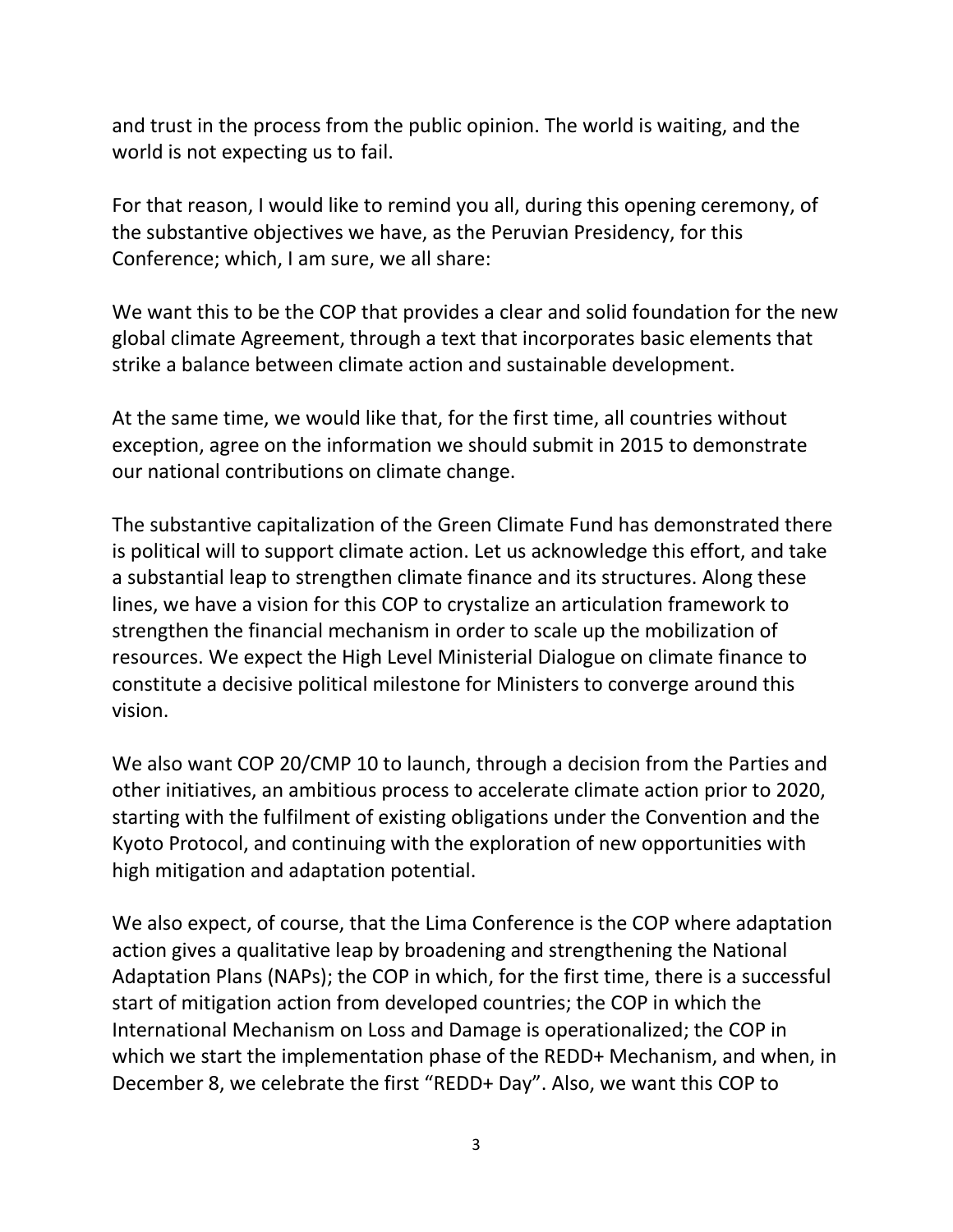and trust in the process from the public opinion. The world is waiting, and the world is not expecting us to fail.

For that reason, I would like to remind you all, during this opening ceremony, of the substantive objectives we have, as the Peruvian Presidency, for this Conference; which, I am sure, we all share:

We want this to be the COP that provides a clear and solid foundation for the new global climate Agreement, through a text that incorporates basic elements that strike a balance between climate action and sustainable development.

At the same time, we would like that, for the first time, all countries without exception, agree on the information we should submit in 2015 to demonstrate our national contributions on climate change.

The substantive capitalization of the Green Climate Fund has demonstrated there is political will to support climate action. Let us acknowledge this effort, and take a substantial leap to strengthen climate finance and its structures. Along these lines, we have a vision for this COP to crystalize an articulation framework to strengthen the financial mechanism in order to scale up the mobilization of resources. We expect the High Level Ministerial Dialogue on climate finance to constitute a decisive political milestone for Ministers to converge around this vision.

We also want COP 20/CMP 10 to launch, through a decision from the Parties and other initiatives, an ambitious process to accelerate climate action prior to 2020, starting with the fulfilment of existing obligations under the Convention and the Kyoto Protocol, and continuing with the exploration of new opportunities with high mitigation and adaptation potential.

We also expect, of course, that the Lima Conference is the COP where adaptation action gives a qualitative leap by broadening and strengthening the National Adaptation Plans (NAPs); the COP in which, for the first time, there is a successful start of mitigation action from developed countries; the COP in which the International Mechanism on Loss and Damage is operationalized; the COP in which we start the implementation phase of the REDD+ Mechanism, and when, in December 8, we celebrate the first "REDD+ Day". Also, we want this COP to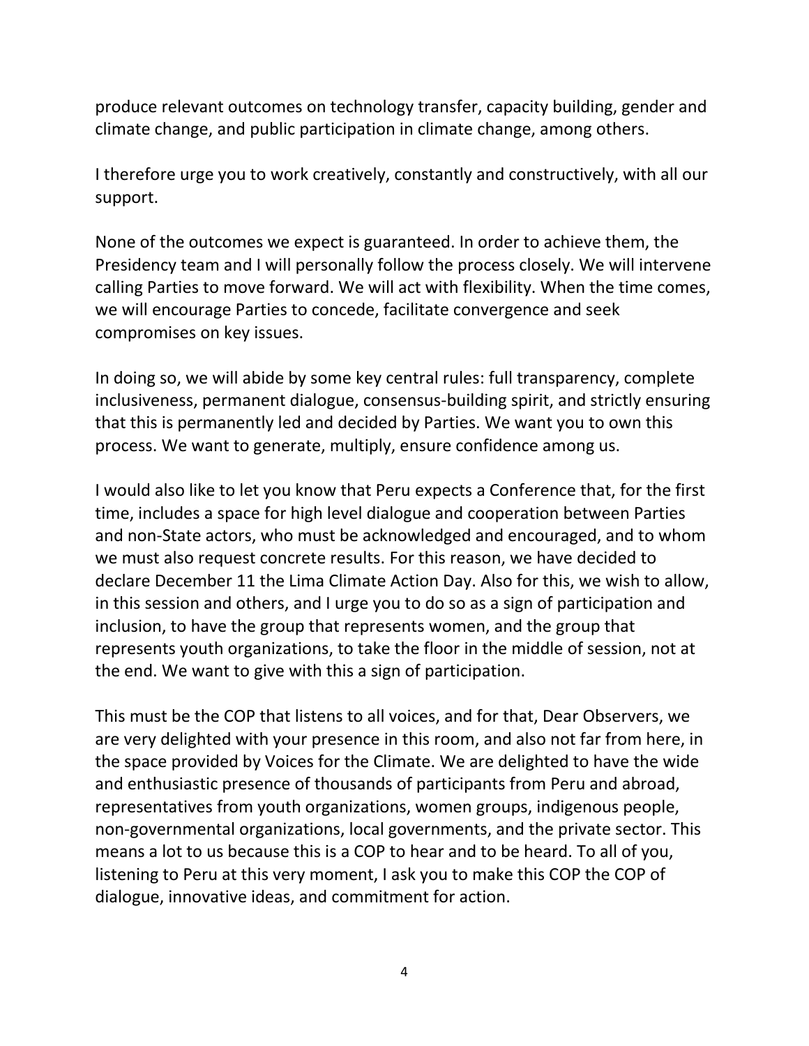produce relevant outcomes on technology transfer, capacity building, gender and climate change, and public participation in climate change, among others.

I therefore urge you to work creatively, constantly and constructively, with all our support.

None of the outcomes we expect is guaranteed. In order to achieve them, the Presidency team and I will personally follow the process closely. We will intervene calling Parties to move forward. We will act with flexibility. When the time comes, we will encourage Parties to concede, facilitate convergence and seek compromises on key issues.

In doing so, we will abide by some key central rules: full transparency, complete inclusiveness, permanent dialogue, consensus-building spirit, and strictly ensuring that this is permanently led and decided by Parties. We want you to own this process. We want to generate, multiply, ensure confidence among us.

I would also like to let you know that Peru expects a Conference that, for the first time, includes a space for high level dialogue and cooperation between Parties and non-State actors, who must be acknowledged and encouraged, and to whom we must also request concrete results. For this reason, we have decided to declare December 11 the Lima Climate Action Day. Also for this, we wish to allow, in this session and others, and I urge you to do so as a sign of participation and inclusion, to have the group that represents women, and the group that represents youth organizations, to take the floor in the middle of session, not at the end. We want to give with this a sign of participation.

This must be the COP that listens to all voices, and for that, Dear Observers, we are very delighted with your presence in this room, and also not far from here, in the space provided by Voices for the Climate. We are delighted to have the wide and enthusiastic presence of thousands of participants from Peru and abroad, representatives from youth organizations, women groups, indigenous people, non-governmental organizations, local governments, and the private sector. This means a lot to us because this is a COP to hear and to be heard. To all of you, listening to Peru at this very moment, I ask you to make this COP the COP of dialogue, innovative ideas, and commitment for action.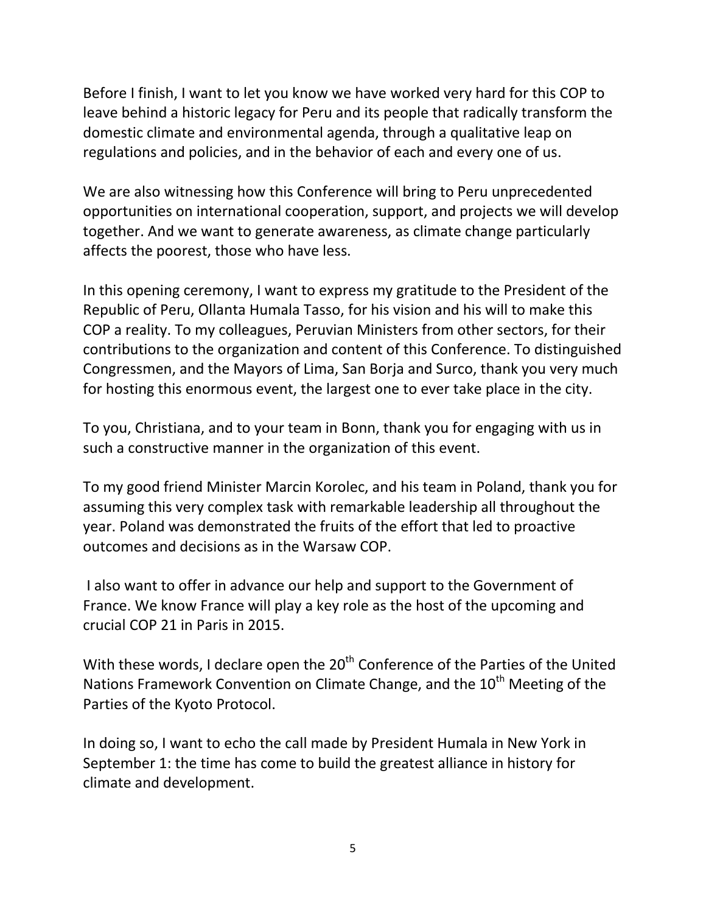Before I finish, I want to let you know we have worked very hard for this COP to leave behind a historic legacy for Peru and its people that radically transform the domestic climate and environmental agenda, through a qualitative leap on regulations and policies, and in the behavior of each and every one of us.

We are also witnessing how this Conference will bring to Peru unprecedented opportunities on international cooperation, support, and projects we will develop together. And we want to generate awareness, as climate change particularly affects the poorest, those who have less.

In this opening ceremony, I want to express my gratitude to the President of the Republic of Peru, Ollanta Humala Tasso, for his vision and his will to make this COP a reality. To my colleagues, Peruvian Ministers from other sectors, for their contributions to the organization and content of this Conference. To distinguished Congressmen, and the Mayors of Lima, San Borja and Surco, thank you very much for hosting this enormous event, the largest one to ever take place in the city.

To you, Christiana, and to your team in Bonn, thank you for engaging with us in such a constructive manner in the organization of this event.

To my good friend Minister Marcin Korolec, and his team in Poland, thank you for assuming this very complex task with remarkable leadership all throughout the year. Poland was demonstrated the fruits of the effort that led to proactive outcomes and decisions as in the Warsaw COP.

I also want to offer in advance our help and support to the Government of France. We know France will play a key role as the host of the upcoming and crucial COP 21 in Paris in 2015.

With these words, I declare open the 20th Conference of the Parties of the United Nations Framework Convention on Climate Change, and the 10th Meeting of the Parties of the Kyoto Protocol.

In doing so, I want to echo the call made by President Humala in New York in September 1: the time has come to build the greatest alliance in history for climate and development.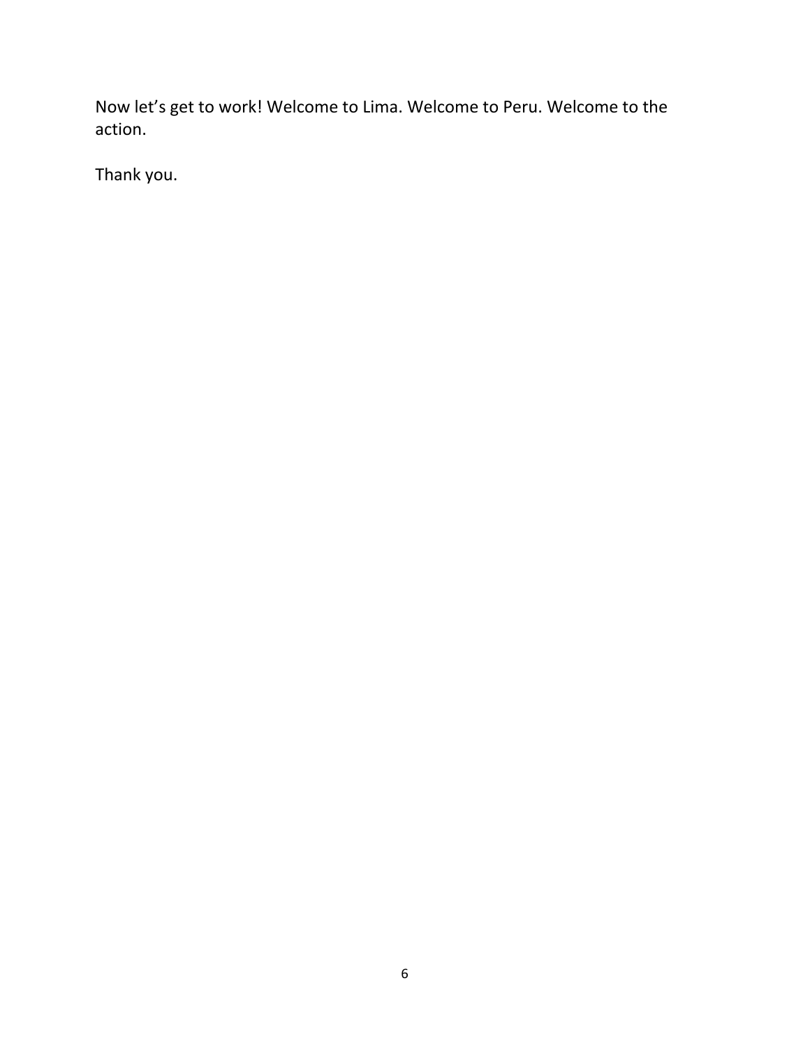Now let's get to work! Welcome to Lima. Welcome to Peru. Welcome to the action.

Thank you.